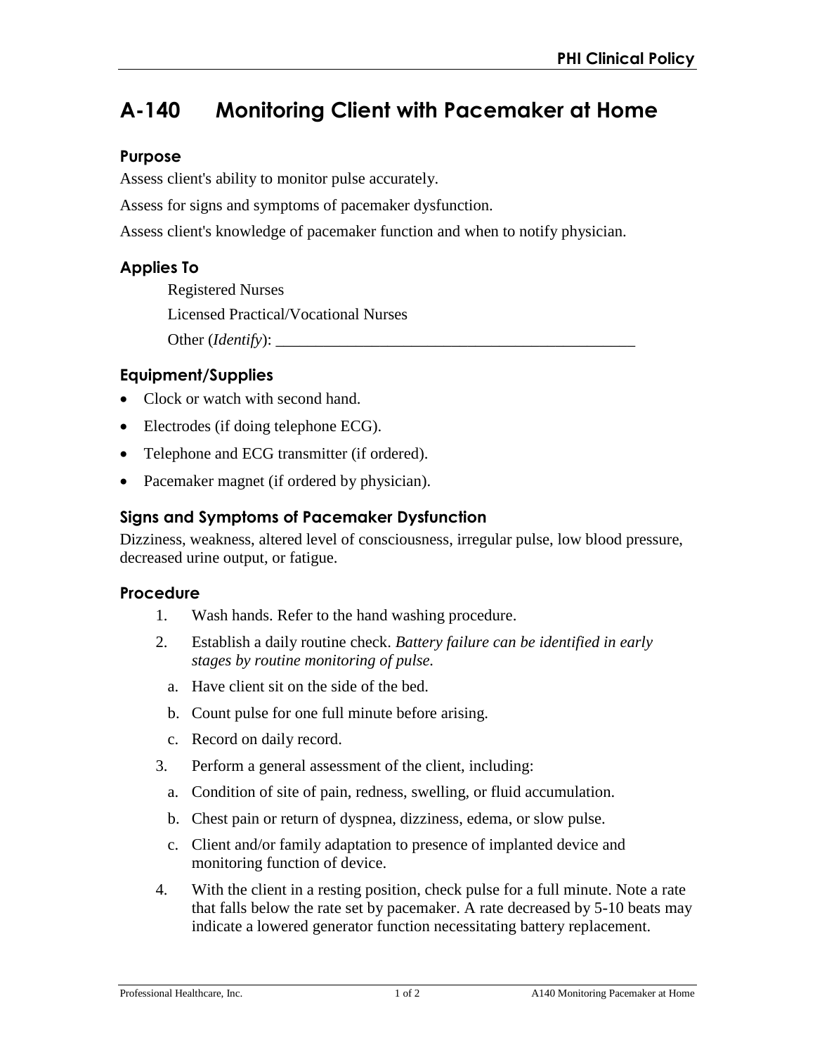# A-140 Monitoring Client with Pacemaker at Home

## Purpose

Assess client's ability to monitor pulse accurately.

Assess for signs and symptoms of pacemaker dysfunction.

Assess client's knowledge of pacemaker function and when to notify physician.

## Applies To

Registered Nurses

Licensed Practical/Vocational Nurses

Other (*Identify*): ______________________________________________

## Equipment/Supplies

- Clock or watch with second hand.
- Electrodes (if doing telephone ECG).
- Telephone and ECG transmitter (if ordered).
- Pacemaker magnet (if ordered by physician).

## Signs and Symptoms of Pacemaker Dysfunction

Dizziness, weakness, altered level of consciousness, irregular pulse, low blood pressure, decreased urine output, or fatigue.

## Procedure

1. Wash hands. Refer to the hand washing procedure.
2. Establish a daily routine check. *Battery failure can be identified in early stages by routine monitoring of pulse.*
   a. Have client sit on the side of the bed.
   b. Count pulse for one full minute before arising.
   c. Record on daily record.
3. Perform a general assessment of the client, including:
   a. Condition of site of pain, redness, swelling, or fluid accumulation.
   b. Chest pain or return of dyspnea, dizziness, edema, or slow pulse.
   c. Client and/or family adaptation to presence of implanted device and monitoring function of device.
4. With the client in a resting position, check pulse for a full minute. Note a rate that falls below the rate set by pacemaker. A rate decreased by 5-10 beats may indicate a lowered generator function necessitating battery replacement.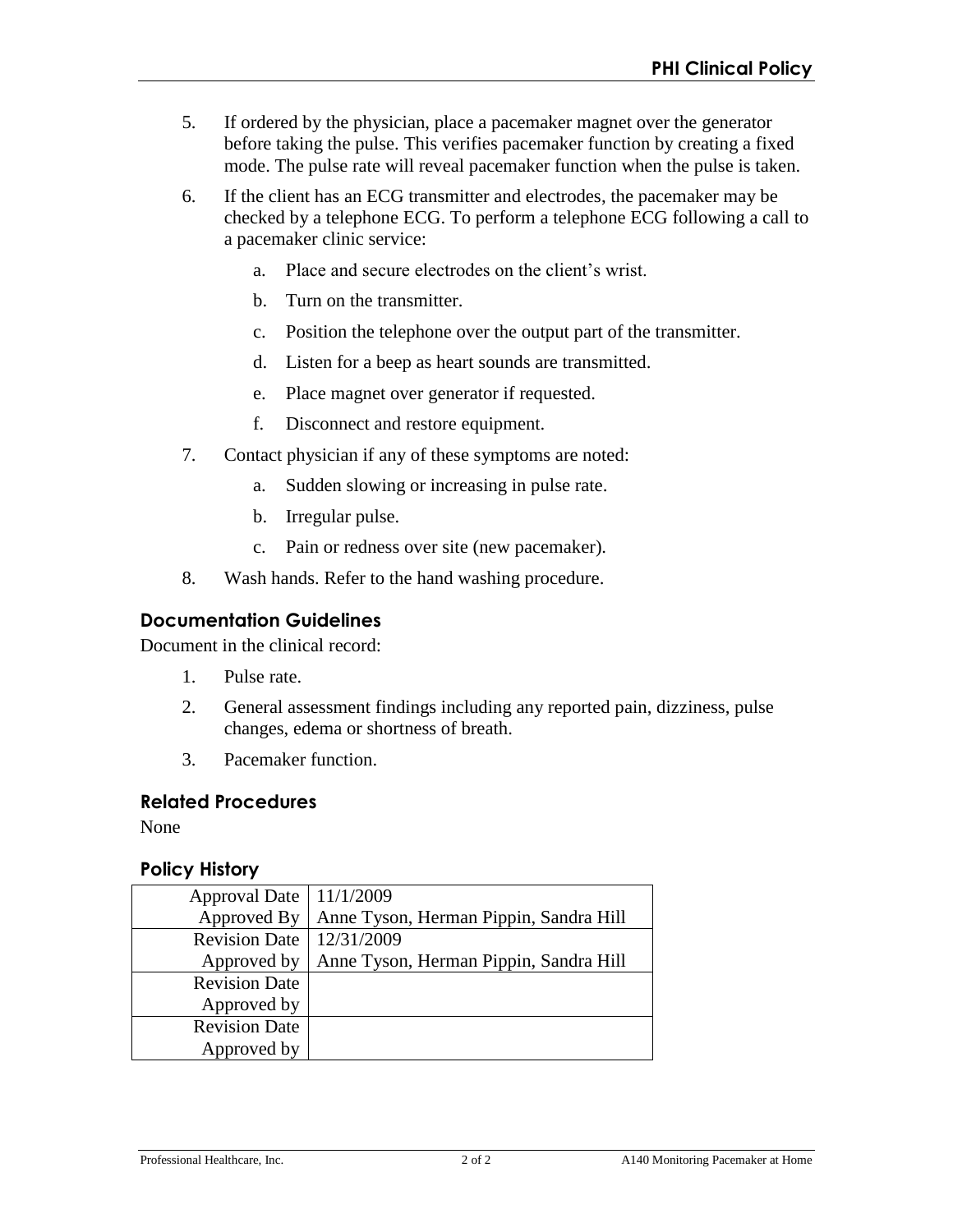5. If ordered by the physician, place a pacemaker magnet over the generator before taking the pulse. This verifies pacemaker function by creating a fixed mode. The pulse rate will reveal pacemaker function when the pulse is taken.

6. If the client has an ECG transmitter and electrodes, the pacemaker may be checked by a telephone ECG. To perform a telephone ECG following a call to a pacemaker clinic service:

   a. Place and secure electrodes on the client's wrist.

   b. Turn on the transmitter.

   c. Position the telephone over the output part of the transmitter.

   d. Listen for a beep as heart sounds are transmitted.

   e. Place magnet over generator if requested.

   f. Disconnect and restore equipment.

7. Contact physician if any of these symptoms are noted:

   a. Sudden slowing or increasing in pulse rate.

   b. Irregular pulse.

   c. Pain or redness over site (new pacemaker).

8. Wash hands. Refer to the hand washing procedure.

## Documentation Guidelines

Document in the clinical record:

1. Pulse rate.

2. General assessment findings including any reported pain, dizziness, pulse changes, edema or shortness of breath.

3. Pacemaker function.

## Related Procedures

None

## Policy History

| | |
|---|---|
| Approval Date | 11/1/2009 |
| Approved By | Anne Tyson, Herman Pippin, Sandra Hill |
| Revision Date | 12/31/2009 |
| Approved by | Anne Tyson, Herman Pippin, Sandra Hill |
| Revision Date | |
| Approved by | |
| Revision Date | |
| Approved by | |